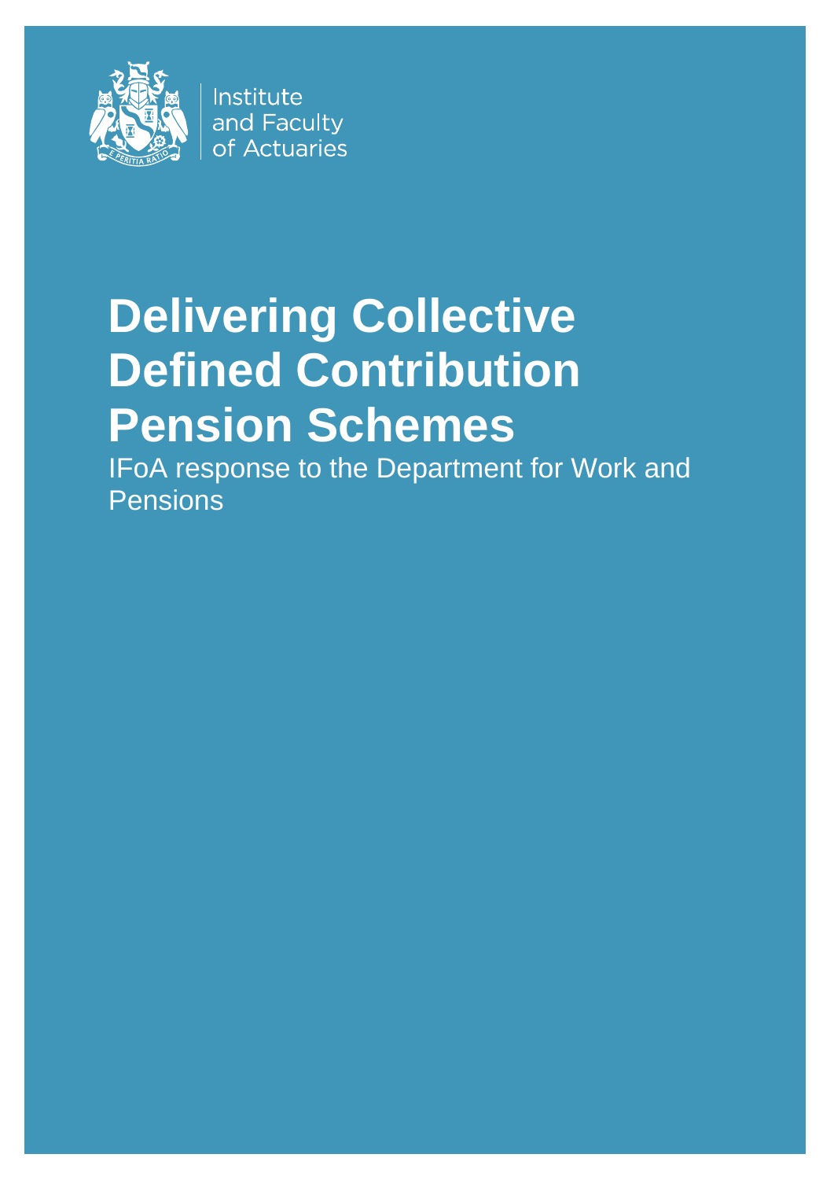Institute and Faculty of Actuaries

# Delivering Collective Defined Contribution Pension Schemes

IFoA response to the Department for Work and Pensions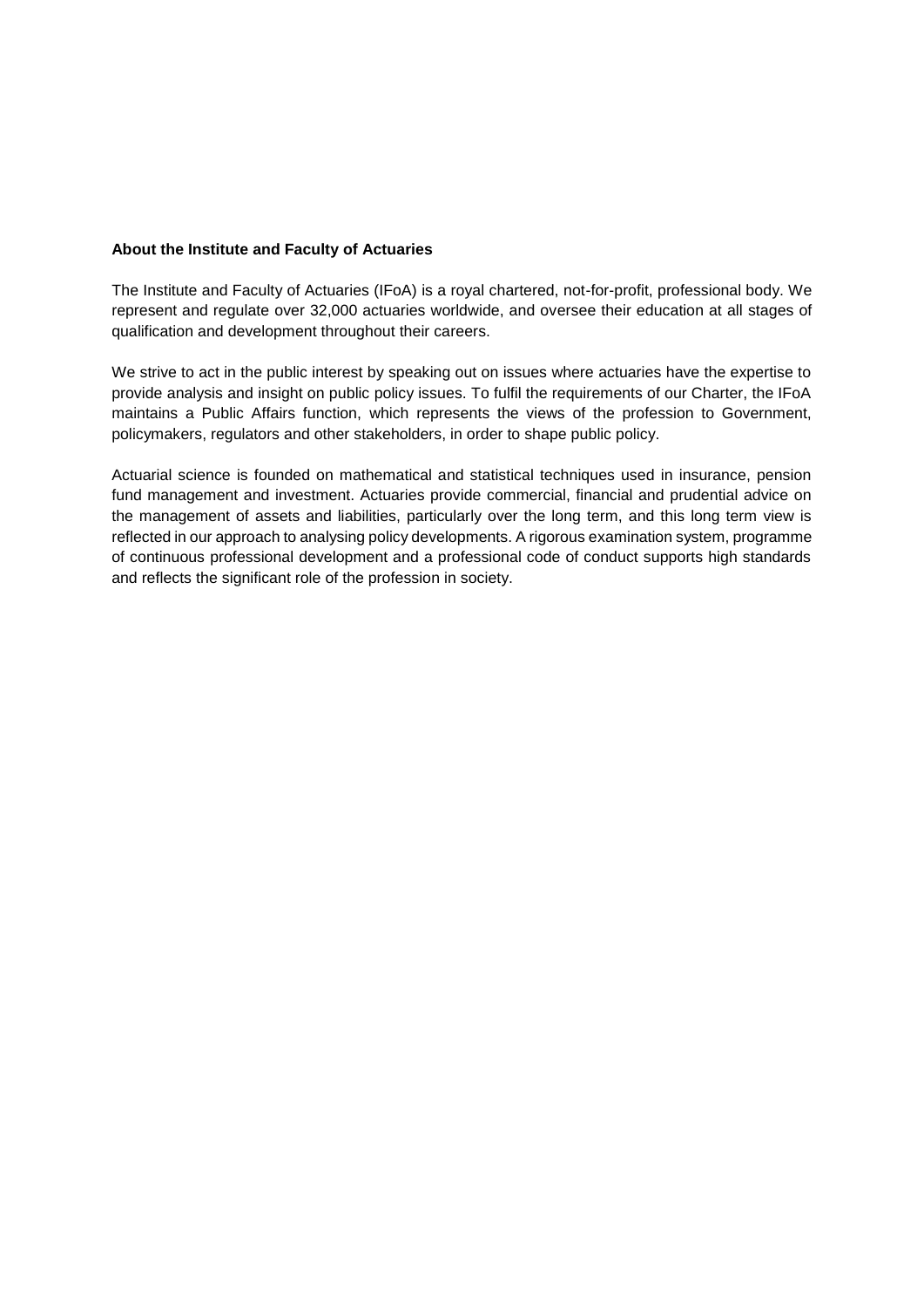**About the Institute and Faculty of Actuaries**

The Institute and Faculty of Actuaries (IFoA) is a royal chartered, not-for-profit, professional body. We represent and regulate over 32,000 actuaries worldwide, and oversee their education at all stages of qualification and development throughout their careers.

We strive to act in the public interest by speaking out on issues where actuaries have the expertise to provide analysis and insight on public policy issues. To fulfil the requirements of our Charter, the IFoA maintains a Public Affairs function, which represents the views of the profession to Government, policymakers, regulators and other stakeholders, in order to shape public policy.

Actuarial science is founded on mathematical and statistical techniques used in insurance, pension fund management and investment. Actuaries provide commercial, financial and prudential advice on the management of assets and liabilities, particularly over the long term, and this long term view is reflected in our approach to analysing policy developments. A rigorous examination system, programme of continuous professional development and a professional code of conduct supports high standards and reflects the significant role of the profession in society.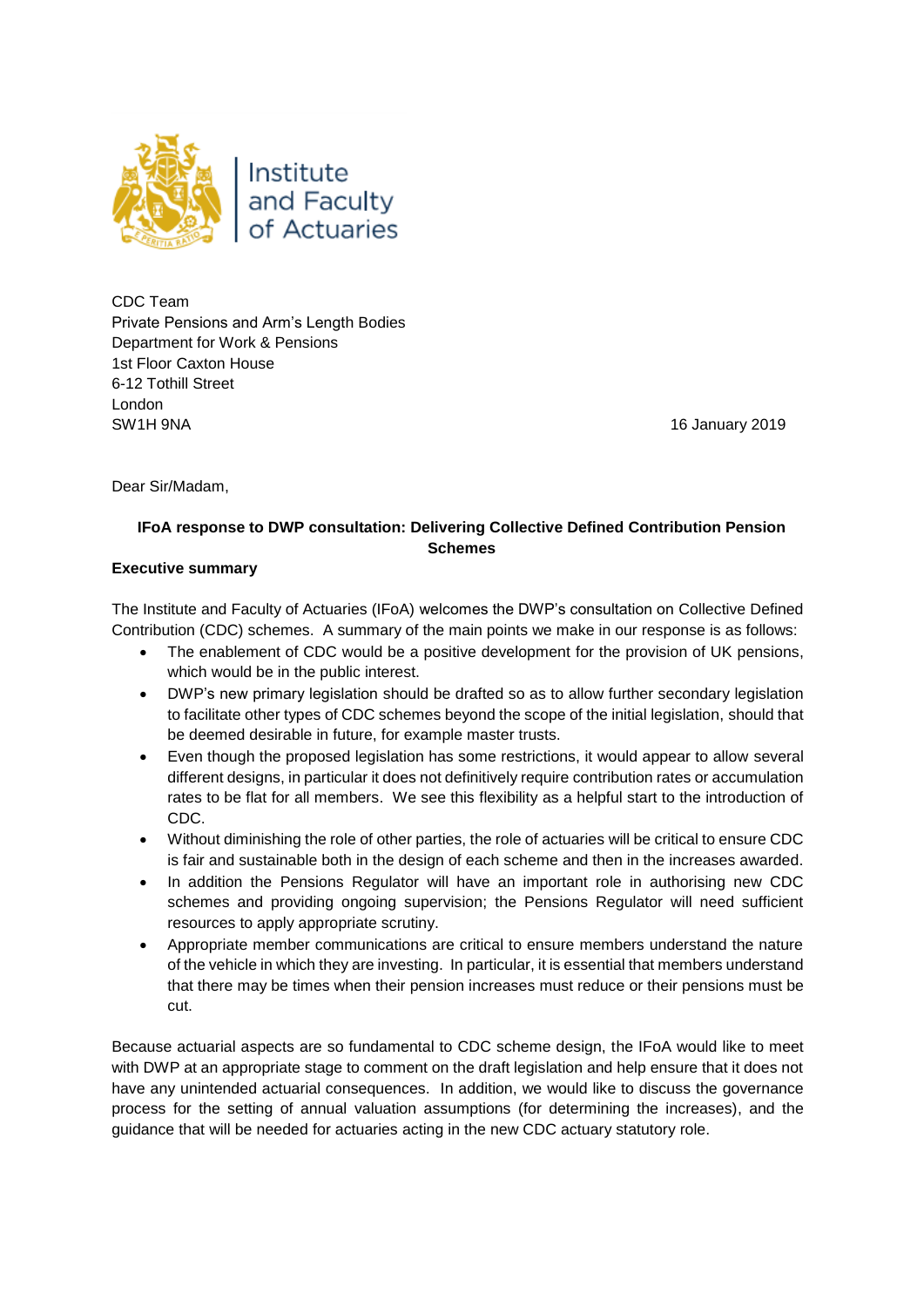Institute and Faculty of Actuaries

CDC Team
Private Pensions and Arm's Length Bodies
Department for Work & Pensions
1st Floor Caxton House
6-12 Tothill Street
London
SW1H 9NA

16 January 2019

Dear Sir/Madam,

**IFoA response to DWP consultation: Delivering Collective Defined Contribution Pension Schemes**

**Executive summary**

The Institute and Faculty of Actuaries (IFoA) welcomes the DWP's consultation on Collective Defined Contribution (CDC) schemes. A summary of the main points we make in our response is as follows:

- The enablement of CDC would be a positive development for the provision of UK pensions, which would be in the public interest.
- DWP's new primary legislation should be drafted so as to allow further secondary legislation to facilitate other types of CDC schemes beyond the scope of the initial legislation, should that be deemed desirable in future, for example master trusts.
- Even though the proposed legislation has some restrictions, it would appear to allow several different designs, in particular it does not definitively require contribution rates or accumulation rates to be flat for all members. We see this flexibility as a helpful start to the introduction of CDC.
- Without diminishing the role of other parties, the role of actuaries will be critical to ensure CDC is fair and sustainable both in the design of each scheme and then in the increases awarded.
- In addition the Pensions Regulator will have an important role in authorising new CDC schemes and providing ongoing supervision; the Pensions Regulator will need sufficient resources to apply appropriate scrutiny.
- Appropriate member communications are critical to ensure members understand the nature of the vehicle in which they are investing. In particular, it is essential that members understand that there may be times when their pension increases must reduce or their pensions must be cut.

Because actuarial aspects are so fundamental to CDC scheme design, the IFoA would like to meet with DWP at an appropriate stage to comment on the draft legislation and help ensure that it does not have any unintended actuarial consequences. In addition, we would like to discuss the governance process for the setting of annual valuation assumptions (for determining the increases), and the guidance that will be needed for actuaries acting in the new CDC actuary statutory role.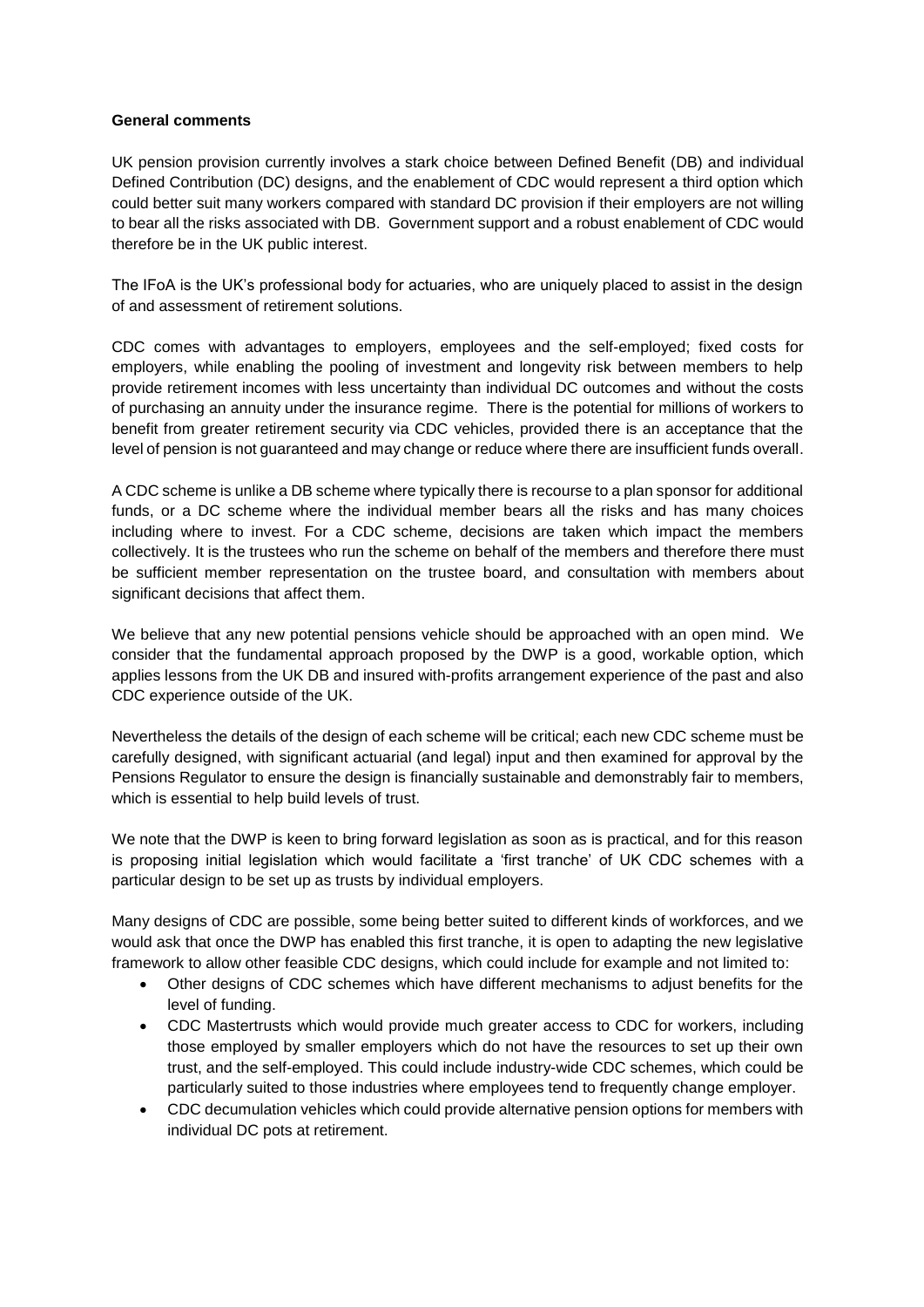**General comments**

UK pension provision currently involves a stark choice between Defined Benefit (DB) and individual Defined Contribution (DC) designs, and the enablement of CDC would represent a third option which could better suit many workers compared with standard DC provision if their employers are not willing to bear all the risks associated with DB. Government support and a robust enablement of CDC would therefore be in the UK public interest.

The IFoA is the UK's professional body for actuaries, who are uniquely placed to assist in the design of and assessment of retirement solutions.

CDC comes with advantages to employers, employees and the self-employed; fixed costs for employers, while enabling the pooling of investment and longevity risk between members to help provide retirement incomes with less uncertainty than individual DC outcomes and without the costs of purchasing an annuity under the insurance regime. There is the potential for millions of workers to benefit from greater retirement security via CDC vehicles, provided there is an acceptance that the level of pension is not guaranteed and may change or reduce where there are insufficient funds overall.

A CDC scheme is unlike a DB scheme where typically there is recourse to a plan sponsor for additional funds, or a DC scheme where the individual member bears all the risks and has many choices including where to invest. For a CDC scheme, decisions are taken which impact the members collectively. It is the trustees who run the scheme on behalf of the members and therefore there must be sufficient member representation on the trustee board, and consultation with members about significant decisions that affect them.

We believe that any new potential pensions vehicle should be approached with an open mind. We consider that the fundamental approach proposed by the DWP is a good, workable option, which applies lessons from the UK DB and insured with-profits arrangement experience of the past and also CDC experience outside of the UK.

Nevertheless the details of the design of each scheme will be critical; each new CDC scheme must be carefully designed, with significant actuarial (and legal) input and then examined for approval by the Pensions Regulator to ensure the design is financially sustainable and demonstrably fair to members, which is essential to help build levels of trust.

We note that the DWP is keen to bring forward legislation as soon as is practical, and for this reason is proposing initial legislation which would facilitate a 'first tranche' of UK CDC schemes with a particular design to be set up as trusts by individual employers.

Many designs of CDC are possible, some being better suited to different kinds of workforces, and we would ask that once the DWP has enabled this first tranche, it is open to adapting the new legislative framework to allow other feasible CDC designs, which could include for example and not limited to:

- Other designs of CDC schemes which have different mechanisms to adjust benefits for the level of funding.
- CDC Mastertrusts which would provide much greater access to CDC for workers, including those employed by smaller employers which do not have the resources to set up their own trust, and the self-employed. This could include industry-wide CDC schemes, which could be particularly suited to those industries where employees tend to frequently change employer.
- CDC decumulation vehicles which could provide alternative pension options for members with individual DC pots at retirement.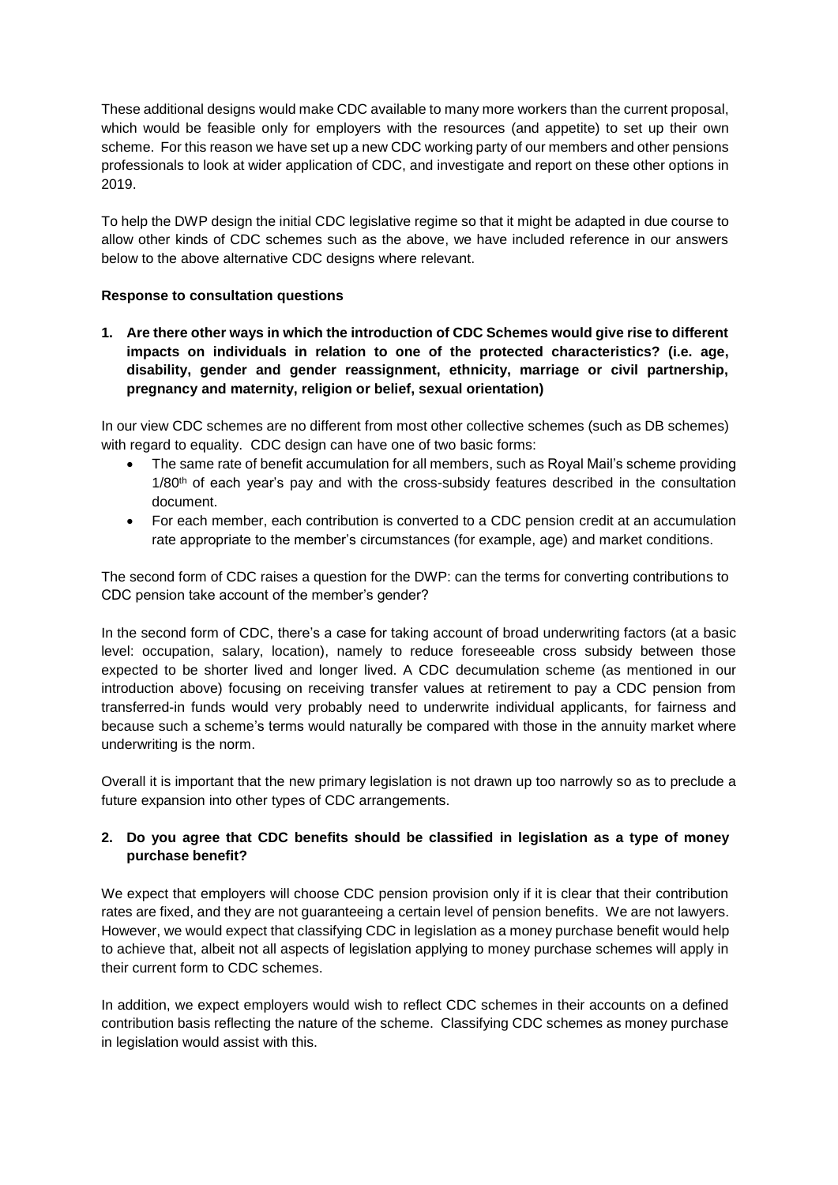These additional designs would make CDC available to many more workers than the current proposal, which would be feasible only for employers with the resources (and appetite) to set up their own scheme. For this reason we have set up a new CDC working party of our members and other pensions professionals to look at wider application of CDC, and investigate and report on these other options in 2019.

To help the DWP design the initial CDC legislative regime so that it might be adapted in due course to allow other kinds of CDC schemes such as the above, we have included reference in our answers below to the above alternative CDC designs where relevant.

**Response to consultation questions**

**1. Are there other ways in which the introduction of CDC Schemes would give rise to different impacts on individuals in relation to one of the protected characteristics? (i.e. age, disability, gender and gender reassignment, ethnicity, marriage or civil partnership, pregnancy and maternity, religion or belief, sexual orientation)**

In our view CDC schemes are no different from most other collective schemes (such as DB schemes) with regard to equality. CDC design can have one of two basic forms:

- The same rate of benefit accumulation for all members, such as Royal Mail's scheme providing 1/80th of each year's pay and with the cross-subsidy features described in the consultation document.
- For each member, each contribution is converted to a CDC pension credit at an accumulation rate appropriate to the member's circumstances (for example, age) and market conditions.

The second form of CDC raises a question for the DWP: can the terms for converting contributions to CDC pension take account of the member's gender?

In the second form of CDC, there's a case for taking account of broad underwriting factors (at a basic level: occupation, salary, location), namely to reduce foreseeable cross subsidy between those expected to be shorter lived and longer lived. A CDC decumulation scheme (as mentioned in our introduction above) focusing on receiving transfer values at retirement to pay a CDC pension from transferred-in funds would very probably need to underwrite individual applicants, for fairness and because such a scheme's terms would naturally be compared with those in the annuity market where underwriting is the norm.

Overall it is important that the new primary legislation is not drawn up too narrowly so as to preclude a future expansion into other types of CDC arrangements.

**2. Do you agree that CDC benefits should be classified in legislation as a type of money purchase benefit?**

We expect that employers will choose CDC pension provision only if it is clear that their contribution rates are fixed, and they are not guaranteeing a certain level of pension benefits. We are not lawyers. However, we would expect that classifying CDC in legislation as a money purchase benefit would help to achieve that, albeit not all aspects of legislation applying to money purchase schemes will apply in their current form to CDC schemes.

In addition, we expect employers would wish to reflect CDC schemes in their accounts on a defined contribution basis reflecting the nature of the scheme. Classifying CDC schemes as money purchase in legislation would assist with this.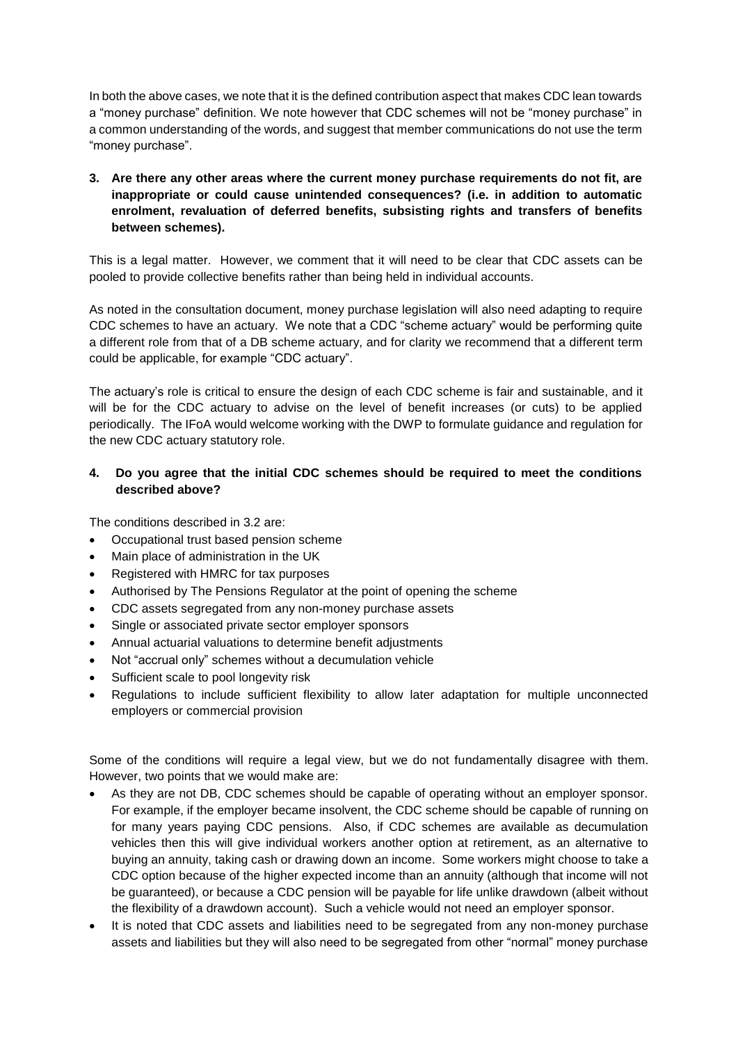In both the above cases, we note that it is the defined contribution aspect that makes CDC lean towards a "money purchase" definition. We note however that CDC schemes will not be "money purchase" in a common understanding of the words, and suggest that member communications do not use the term "money purchase".

**3. Are there any other areas where the current money purchase requirements do not fit, are inappropriate or could cause unintended consequences? (i.e. in addition to automatic enrolment, revaluation of deferred benefits, subsisting rights and transfers of benefits between schemes).**

This is a legal matter. However, we comment that it will need to be clear that CDC assets can be pooled to provide collective benefits rather than being held in individual accounts.

As noted in the consultation document, money purchase legislation will also need adapting to require CDC schemes to have an actuary. We note that a CDC "scheme actuary" would be performing quite a different role from that of a DB scheme actuary, and for clarity we recommend that a different term could be applicable, for example "CDC actuary".

The actuary's role is critical to ensure the design of each CDC scheme is fair and sustainable, and it will be for the CDC actuary to advise on the level of benefit increases (or cuts) to be applied periodically. The IFoA would welcome working with the DWP to formulate guidance and regulation for the new CDC actuary statutory role.

**4. Do you agree that the initial CDC schemes should be required to meet the conditions described above?**

The conditions described in 3.2 are:

- Occupational trust based pension scheme
- Main place of administration in the UK
- Registered with HMRC for tax purposes
- Authorised by The Pensions Regulator at the point of opening the scheme
- CDC assets segregated from any non-money purchase assets
- Single or associated private sector employer sponsors
- Annual actuarial valuations to determine benefit adjustments
- Not "accrual only" schemes without a decumulation vehicle
- Sufficient scale to pool longevity risk
- Regulations to include sufficient flexibility to allow later adaptation for multiple unconnected employers or commercial provision

Some of the conditions will require a legal view, but we do not fundamentally disagree with them. However, two points that we would make are:

- As they are not DB, CDC schemes should be capable of operating without an employer sponsor. For example, if the employer became insolvent, the CDC scheme should be capable of running on for many years paying CDC pensions. Also, if CDC schemes are available as decumulation vehicles then this will give individual workers another option at retirement, as an alternative to buying an annuity, taking cash or drawing down an income. Some workers might choose to take a CDC option because of the higher expected income than an annuity (although that income will not be guaranteed), or because a CDC pension will be payable for life unlike drawdown (albeit without the flexibility of a drawdown account). Such a vehicle would not need an employer sponsor.
- It is noted that CDC assets and liabilities need to be segregated from any non-money purchase assets and liabilities but they will also need to be segregated from other "normal" money purchase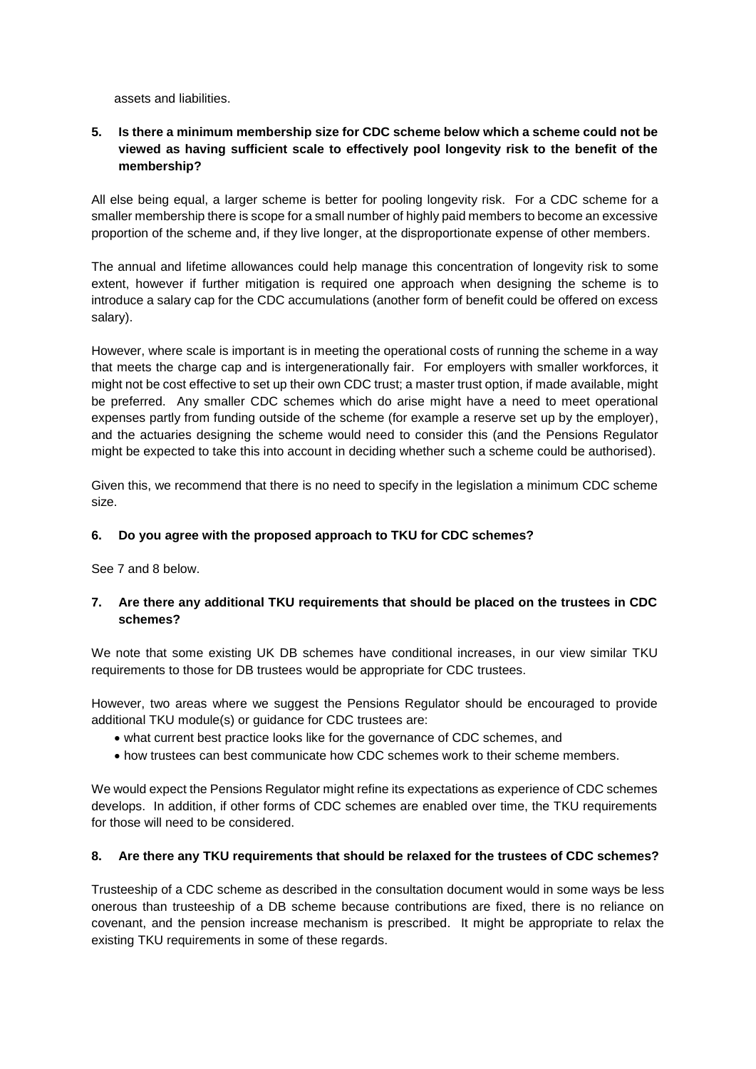assets and liabilities.

**5. Is there a minimum membership size for CDC scheme below which a scheme could not be viewed as having sufficient scale to effectively pool longevity risk to the benefit of the membership?**

All else being equal, a larger scheme is better for pooling longevity risk. For a CDC scheme for a smaller membership there is scope for a small number of highly paid members to become an excessive proportion of the scheme and, if they live longer, at the disproportionate expense of other members.

The annual and lifetime allowances could help manage this concentration of longevity risk to some extent, however if further mitigation is required one approach when designing the scheme is to introduce a salary cap for the CDC accumulations (another form of benefit could be offered on excess salary).

However, where scale is important is in meeting the operational costs of running the scheme in a way that meets the charge cap and is intergenerationally fair. For employers with smaller workforces, it might not be cost effective to set up their own CDC trust; a master trust option, if made available, might be preferred. Any smaller CDC schemes which do arise might have a need to meet operational expenses partly from funding outside of the scheme (for example a reserve set up by the employer), and the actuaries designing the scheme would need to consider this (and the Pensions Regulator might be expected to take this into account in deciding whether such a scheme could be authorised).

Given this, we recommend that there is no need to specify in the legislation a minimum CDC scheme size.

**6. Do you agree with the proposed approach to TKU for CDC schemes?**

See 7 and 8 below.

**7. Are there any additional TKU requirements that should be placed on the trustees in CDC schemes?**

We note that some existing UK DB schemes have conditional increases, in our view similar TKU requirements to those for DB trustees would be appropriate for CDC trustees.

However, two areas where we suggest the Pensions Regulator should be encouraged to provide additional TKU module(s) or guidance for CDC trustees are:

- what current best practice looks like for the governance of CDC schemes, and
- how trustees can best communicate how CDC schemes work to their scheme members.

We would expect the Pensions Regulator might refine its expectations as experience of CDC schemes develops. In addition, if other forms of CDC schemes are enabled over time, the TKU requirements for those will need to be considered.

**8. Are there any TKU requirements that should be relaxed for the trustees of CDC schemes?**

Trusteeship of a CDC scheme as described in the consultation document would in some ways be less onerous than trusteeship of a DB scheme because contributions are fixed, there is no reliance on covenant, and the pension increase mechanism is prescribed. It might be appropriate to relax the existing TKU requirements in some of these regards.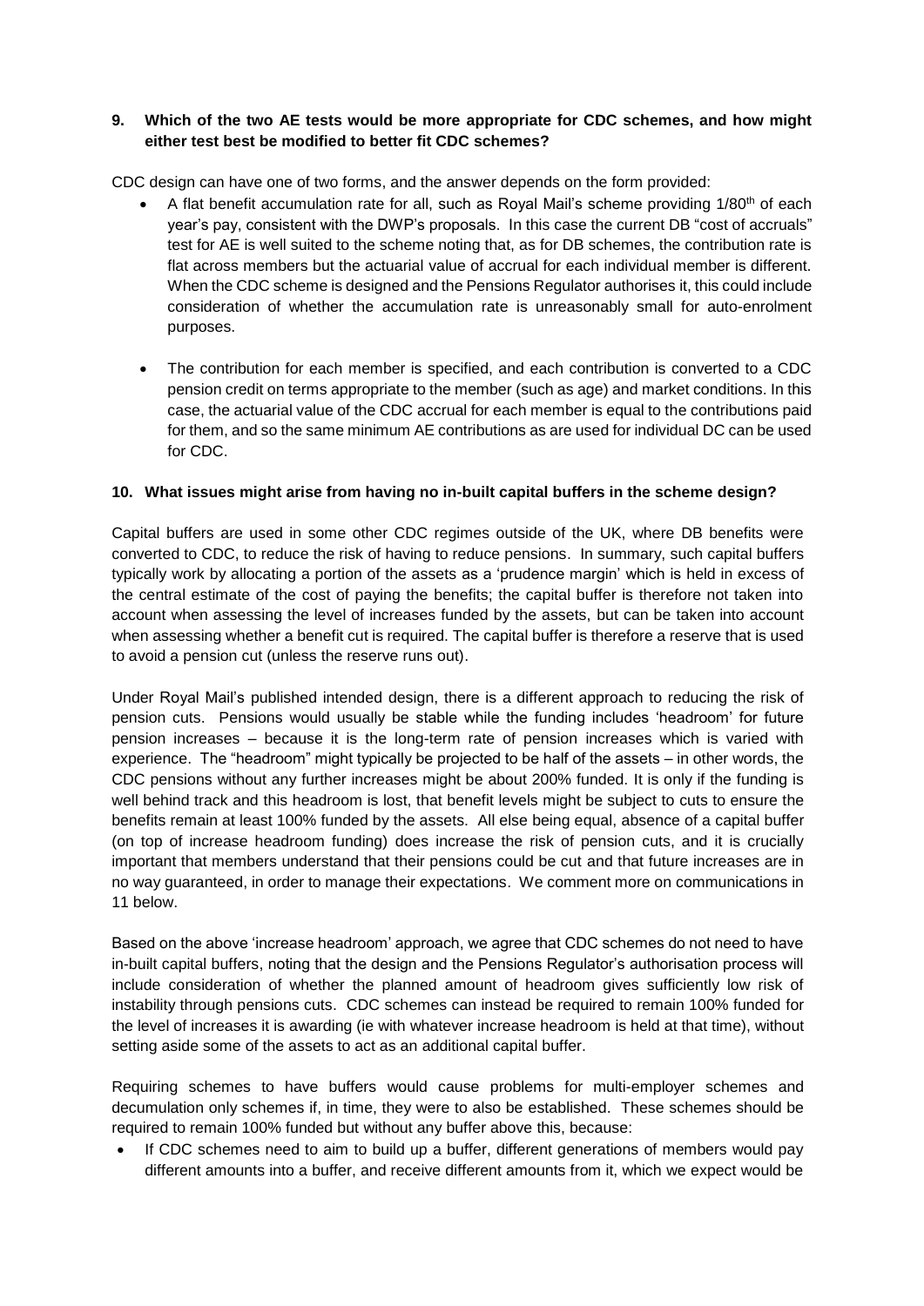**9. Which of the two AE tests would be more appropriate for CDC schemes, and how might either test best be modified to better fit CDC schemes?**

CDC design can have one of two forms, and the answer depends on the form provided:

- A flat benefit accumulation rate for all, such as Royal Mail's scheme providing 1/80th of each year's pay, consistent with the DWP's proposals. In this case the current DB "cost of accruals" test for AE is well suited to the scheme noting that, as for DB schemes, the contribution rate is flat across members but the actuarial value of accrual for each individual member is different. When the CDC scheme is designed and the Pensions Regulator authorises it, this could include consideration of whether the accumulation rate is unreasonably small for auto-enrolment purposes.

- The contribution for each member is specified, and each contribution is converted to a CDC pension credit on terms appropriate to the member (such as age) and market conditions. In this case, the actuarial value of the CDC accrual for each member is equal to the contributions paid for them, and so the same minimum AE contributions as are used for individual DC can be used for CDC.

**10. What issues might arise from having no in-built capital buffers in the scheme design?**

Capital buffers are used in some other CDC regimes outside of the UK, where DB benefits were converted to CDC, to reduce the risk of having to reduce pensions. In summary, such capital buffers typically work by allocating a portion of the assets as a 'prudence margin' which is held in excess of the central estimate of the cost of paying the benefits; the capital buffer is therefore not taken into account when assessing the level of increases funded by the assets, but can be taken into account when assessing whether a benefit cut is required. The capital buffer is therefore a reserve that is used to avoid a pension cut (unless the reserve runs out).

Under Royal Mail's published intended design, there is a different approach to reducing the risk of pension cuts. Pensions would usually be stable while the funding includes 'headroom' for future pension increases – because it is the long-term rate of pension increases which is varied with experience. The "headroom" might typically be projected to be half of the assets – in other words, the CDC pensions without any further increases might be about 200% funded. It is only if the funding is well behind track and this headroom is lost, that benefit levels might be subject to cuts to ensure the benefits remain at least 100% funded by the assets. All else being equal, absence of a capital buffer (on top of increase headroom funding) does increase the risk of pension cuts, and it is crucially important that members understand that their pensions could be cut and that future increases are in no way guaranteed, in order to manage their expectations. We comment more on communications in 11 below.

Based on the above 'increase headroom' approach, we agree that CDC schemes do not need to have in-built capital buffers, noting that the design and the Pensions Regulator's authorisation process will include consideration of whether the planned amount of headroom gives sufficiently low risk of instability through pensions cuts. CDC schemes can instead be required to remain 100% funded for the level of increases it is awarding (ie with whatever increase headroom is held at that time), without setting aside some of the assets to act as an additional capital buffer.

Requiring schemes to have buffers would cause problems for multi-employer schemes and decumulation only schemes if, in time, they were to also be established. These schemes should be required to remain 100% funded but without any buffer above this, because:

- If CDC schemes need to aim to build up a buffer, different generations of members would pay different amounts into a buffer, and receive different amounts from it, which we expect would be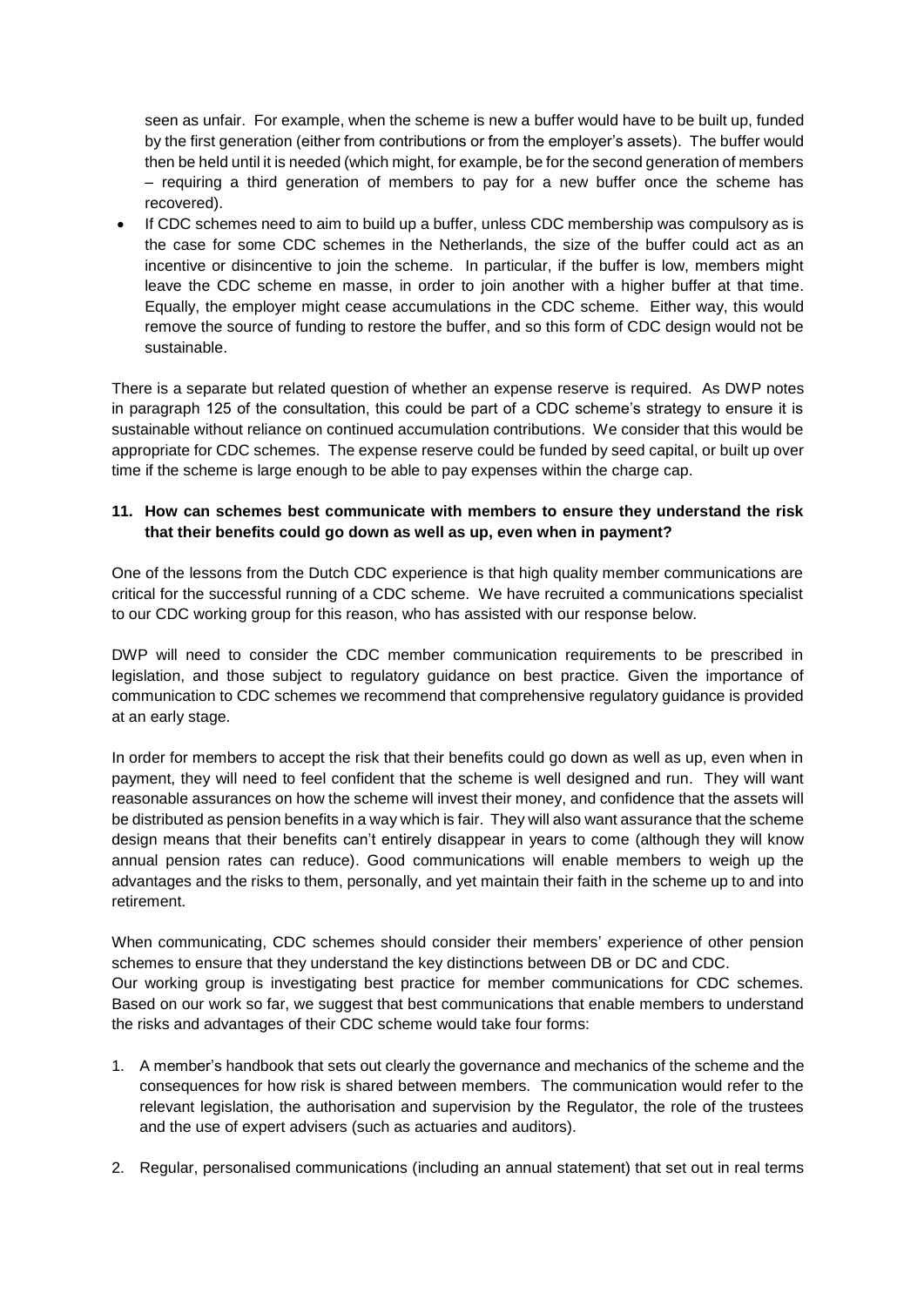seen as unfair. For example, when the scheme is new a buffer would have to be built up, funded by the first generation (either from contributions or from the employer's assets). The buffer would then be held until it is needed (which might, for example, be for the second generation of members – requiring a third generation of members to pay for a new buffer once the scheme has recovered).

- If CDC schemes need to aim to build up a buffer, unless CDC membership was compulsory as is the case for some CDC schemes in the Netherlands, the size of the buffer could act as an incentive or disincentive to join the scheme. In particular, if the buffer is low, members might leave the CDC scheme en masse, in order to join another with a higher buffer at that time. Equally, the employer might cease accumulations in the CDC scheme. Either way, this would remove the source of funding to restore the buffer, and so this form of CDC design would not be sustainable.

There is a separate but related question of whether an expense reserve is required. As DWP notes in paragraph 125 of the consultation, this could be part of a CDC scheme's strategy to ensure it is sustainable without reliance on continued accumulation contributions. We consider that this would be appropriate for CDC schemes. The expense reserve could be funded by seed capital, or built up over time if the scheme is large enough to be able to pay expenses within the charge cap.

**11. How can schemes best communicate with members to ensure they understand the risk that their benefits could go down as well as up, even when in payment?**

One of the lessons from the Dutch CDC experience is that high quality member communications are critical for the successful running of a CDC scheme. We have recruited a communications specialist to our CDC working group for this reason, who has assisted with our response below.

DWP will need to consider the CDC member communication requirements to be prescribed in legislation, and those subject to regulatory guidance on best practice. Given the importance of communication to CDC schemes we recommend that comprehensive regulatory guidance is provided at an early stage.

In order for members to accept the risk that their benefits could go down as well as up, even when in payment, they will need to feel confident that the scheme is well designed and run. They will want reasonable assurances on how the scheme will invest their money, and confidence that the assets will be distributed as pension benefits in a way which is fair. They will also want assurance that the scheme design means that their benefits can't entirely disappear in years to come (although they will know annual pension rates can reduce). Good communications will enable members to weigh up the advantages and the risks to them, personally, and yet maintain their faith in the scheme up to and into retirement.

When communicating, CDC schemes should consider their members' experience of other pension schemes to ensure that they understand the key distinctions between DB or DC and CDC.
Our working group is investigating best practice for member communications for CDC schemes. Based on our work so far, we suggest that best communications that enable members to understand the risks and advantages of their CDC scheme would take four forms:

1. A member's handbook that sets out clearly the governance and mechanics of the scheme and the consequences for how risk is shared between members. The communication would refer to the relevant legislation, the authorisation and supervision by the Regulator, the role of the trustees and the use of expert advisers (such as actuaries and auditors).

2. Regular, personalised communications (including an annual statement) that set out in real terms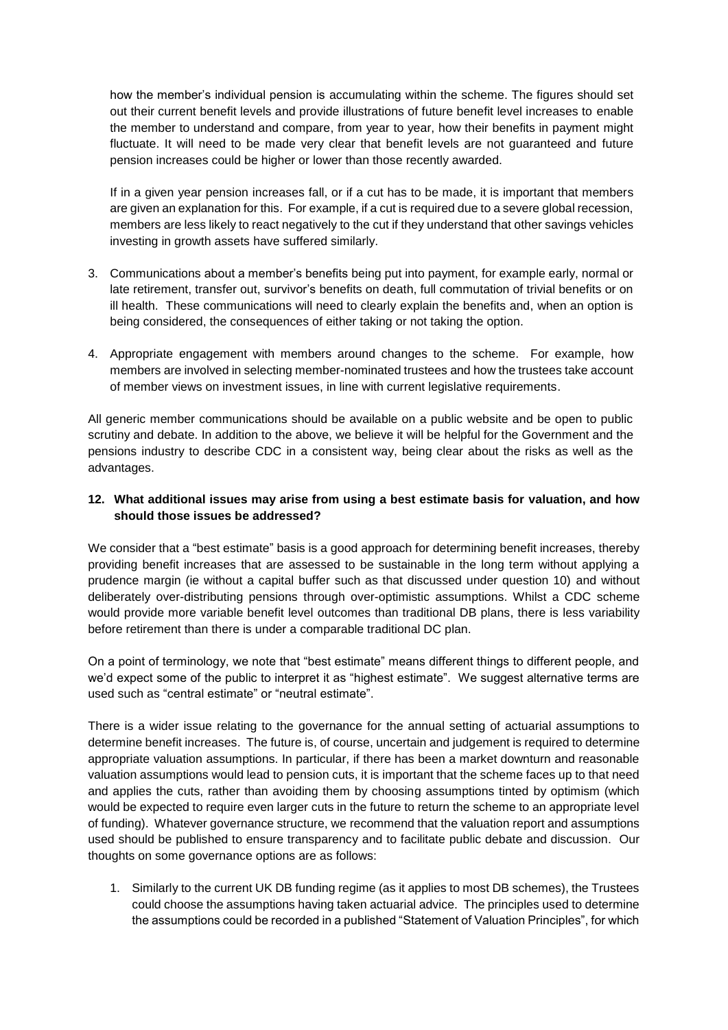how the member's individual pension is accumulating within the scheme. The figures should set out their current benefit levels and provide illustrations of future benefit level increases to enable the member to understand and compare, from year to year, how their benefits in payment might fluctuate. It will need to be made very clear that benefit levels are not guaranteed and future pension increases could be higher or lower than those recently awarded.

If in a given year pension increases fall, or if a cut has to be made, it is important that members are given an explanation for this. For example, if a cut is required due to a severe global recession, members are less likely to react negatively to the cut if they understand that other savings vehicles investing in growth assets have suffered similarly.

3. Communications about a member's benefits being put into payment, for example early, normal or late retirement, transfer out, survivor's benefits on death, full commutation of trivial benefits or on ill health. These communications will need to clearly explain the benefits and, when an option is being considered, the consequences of either taking or not taking the option.

4. Appropriate engagement with members around changes to the scheme. For example, how members are involved in selecting member-nominated trustees and how the trustees take account of member views on investment issues, in line with current legislative requirements.

All generic member communications should be available on a public website and be open to public scrutiny and debate. In addition to the above, we believe it will be helpful for the Government and the pensions industry to describe CDC in a consistent way, being clear about the risks as well as the advantages.

**12. What additional issues may arise from using a best estimate basis for valuation, and how should those issues be addressed?**

We consider that a "best estimate" basis is a good approach for determining benefit increases, thereby providing benefit increases that are assessed to be sustainable in the long term without applying a prudence margin (ie without a capital buffer such as that discussed under question 10) and without deliberately over-distributing pensions through over-optimistic assumptions. Whilst a CDC scheme would provide more variable benefit level outcomes than traditional DB plans, there is less variability before retirement than there is under a comparable traditional DC plan.

On a point of terminology, we note that "best estimate" means different things to different people, and we'd expect some of the public to interpret it as "highest estimate". We suggest alternative terms are used such as "central estimate" or "neutral estimate".

There is a wider issue relating to the governance for the annual setting of actuarial assumptions to determine benefit increases. The future is, of course, uncertain and judgement is required to determine appropriate valuation assumptions. In particular, if there has been a market downturn and reasonable valuation assumptions would lead to pension cuts, it is important that the scheme faces up to that need and applies the cuts, rather than avoiding them by choosing assumptions tinted by optimism (which would be expected to require even larger cuts in the future to return the scheme to an appropriate level of funding). Whatever governance structure, we recommend that the valuation report and assumptions used should be published to ensure transparency and to facilitate public debate and discussion. Our thoughts on some governance options are as follows:

1. Similarly to the current UK DB funding regime (as it applies to most DB schemes), the Trustees could choose the assumptions having taken actuarial advice. The principles used to determine the assumptions could be recorded in a published "Statement of Valuation Principles", for which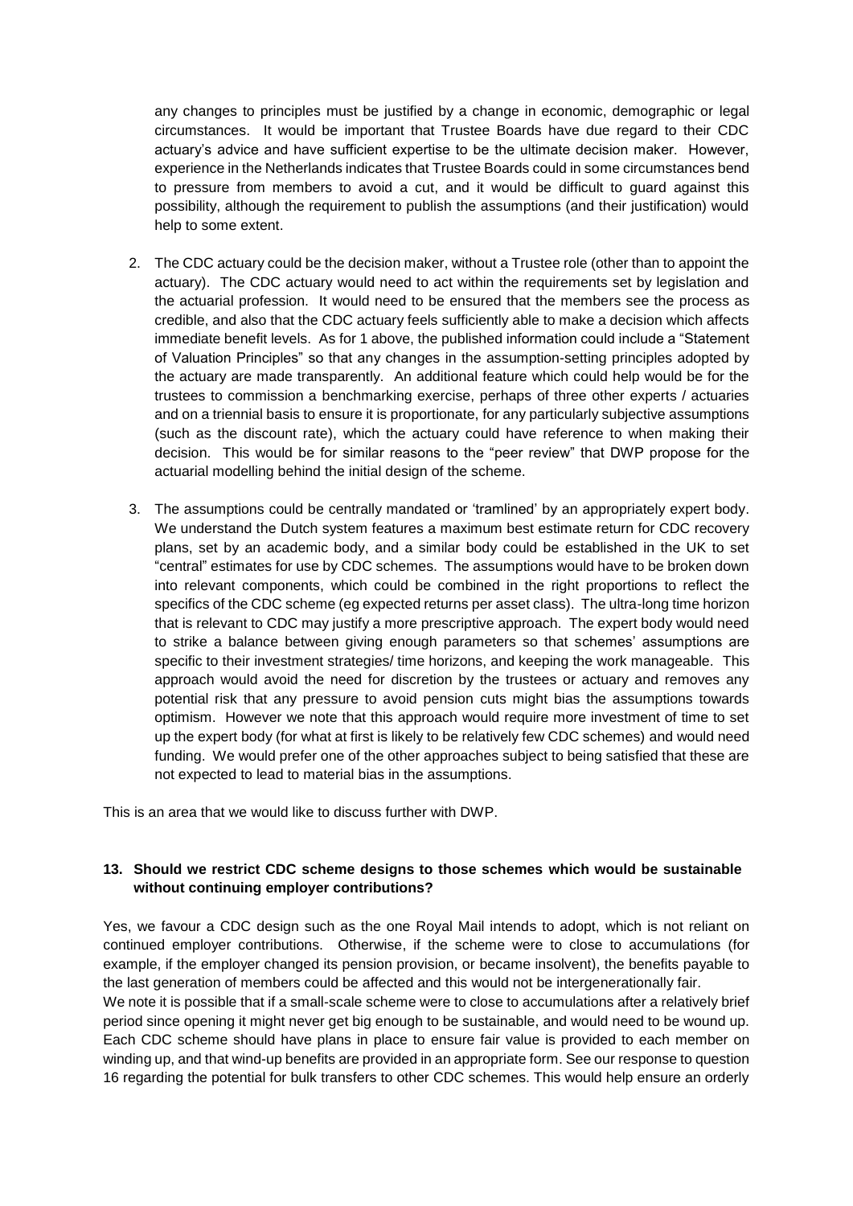any changes to principles must be justified by a change in economic, demographic or legal circumstances. It would be important that Trustee Boards have due regard to their CDC actuary's advice and have sufficient expertise to be the ultimate decision maker. However, experience in the Netherlands indicates that Trustee Boards could in some circumstances bend to pressure from members to avoid a cut, and it would be difficult to guard against this possibility, although the requirement to publish the assumptions (and their justification) would help to some extent.

2. The CDC actuary could be the decision maker, without a Trustee role (other than to appoint the actuary). The CDC actuary would need to act within the requirements set by legislation and the actuarial profession. It would need to be ensured that the members see the process as credible, and also that the CDC actuary feels sufficiently able to make a decision which affects immediate benefit levels. As for 1 above, the published information could include a "Statement of Valuation Principles" so that any changes in the assumption-setting principles adopted by the actuary are made transparently. An additional feature which could help would be for the trustees to commission a benchmarking exercise, perhaps of three other experts / actuaries and on a triennial basis to ensure it is proportionate, for any particularly subjective assumptions (such as the discount rate), which the actuary could have reference to when making their decision. This would be for similar reasons to the "peer review" that DWP propose for the actuarial modelling behind the initial design of the scheme.

3. The assumptions could be centrally mandated or 'tramlined' by an appropriately expert body. We understand the Dutch system features a maximum best estimate return for CDC recovery plans, set by an academic body, and a similar body could be established in the UK to set "central" estimates for use by CDC schemes. The assumptions would have to be broken down into relevant components, which could be combined in the right proportions to reflect the specifics of the CDC scheme (eg expected returns per asset class). The ultra-long time horizon that is relevant to CDC may justify a more prescriptive approach. The expert body would need to strike a balance between giving enough parameters so that schemes' assumptions are specific to their investment strategies/ time horizons, and keeping the work manageable. This approach would avoid the need for discretion by the trustees or actuary and removes any potential risk that any pressure to avoid pension cuts might bias the assumptions towards optimism. However we note that this approach would require more investment of time to set up the expert body (for what at first is likely to be relatively few CDC schemes) and would need funding. We would prefer one of the other approaches subject to being satisfied that these are not expected to lead to material bias in the assumptions.

This is an area that we would like to discuss further with DWP.

**13. Should we restrict CDC scheme designs to those schemes which would be sustainable without continuing employer contributions?**

Yes, we favour a CDC design such as the one Royal Mail intends to adopt, which is not reliant on continued employer contributions. Otherwise, if the scheme were to close to accumulations (for example, if the employer changed its pension provision, or became insolvent), the benefits payable to the last generation of members could be affected and this would not be intergenerationally fair.

We note it is possible that if a small-scale scheme were to close to accumulations after a relatively brief period since opening it might never get big enough to be sustainable, and would need to be wound up. Each CDC scheme should have plans in place to ensure fair value is provided to each member on winding up, and that wind-up benefits are provided in an appropriate form. See our response to question 16 regarding the potential for bulk transfers to other CDC schemes. This would help ensure an orderly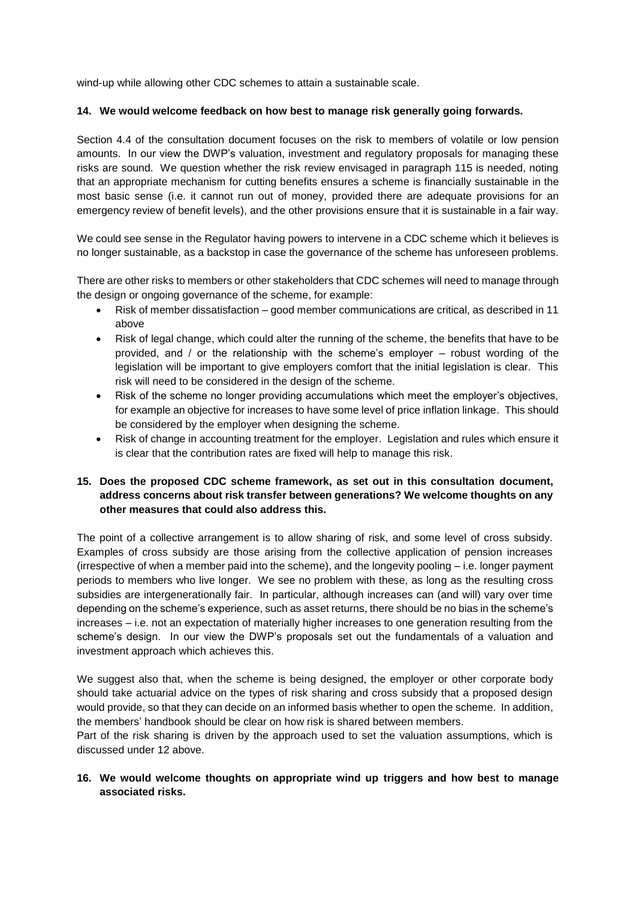wind-up while allowing other CDC schemes to attain a sustainable scale.

**14. We would welcome feedback on how best to manage risk generally going forwards.**

Section 4.4 of the consultation document focuses on the risk to members of volatile or low pension amounts. In our view the DWP's valuation, investment and regulatory proposals for managing these risks are sound. We question whether the risk review envisaged in paragraph 115 is needed, noting that an appropriate mechanism for cutting benefits ensures a scheme is financially sustainable in the most basic sense (i.e. it cannot run out of money, provided there are adequate provisions for an emergency review of benefit levels), and the other provisions ensure that it is sustainable in a fair way.

We could see sense in the Regulator having powers to intervene in a CDC scheme which it believes is no longer sustainable, as a backstop in case the governance of the scheme has unforeseen problems.

There are other risks to members or other stakeholders that CDC schemes will need to manage through the design or ongoing governance of the scheme, for example:

- Risk of member dissatisfaction – good member communications are critical, as described in 11 above
- Risk of legal change, which could alter the running of the scheme, the benefits that have to be provided, and / or the relationship with the scheme's employer – robust wording of the legislation will be important to give employers comfort that the initial legislation is clear. This risk will need to be considered in the design of the scheme.
- Risk of the scheme no longer providing accumulations which meet the employer's objectives, for example an objective for increases to have some level of price inflation linkage. This should be considered by the employer when designing the scheme.
- Risk of change in accounting treatment for the employer. Legislation and rules which ensure it is clear that the contribution rates are fixed will help to manage this risk.

**15. Does the proposed CDC scheme framework, as set out in this consultation document, address concerns about risk transfer between generations? We welcome thoughts on any other measures that could also address this.**

The point of a collective arrangement is to allow sharing of risk, and some level of cross subsidy. Examples of cross subsidy are those arising from the collective application of pension increases (irrespective of when a member paid into the scheme), and the longevity pooling – i.e. longer payment periods to members who live longer. We see no problem with these, as long as the resulting cross subsidies are intergenerationally fair. In particular, although increases can (and will) vary over time depending on the scheme's experience, such as asset returns, there should be no bias in the scheme's increases – i.e. not an expectation of materially higher increases to one generation resulting from the scheme's design. In our view the DWP's proposals set out the fundamentals of a valuation and investment approach which achieves this.

We suggest also that, when the scheme is being designed, the employer or other corporate body should take actuarial advice on the types of risk sharing and cross subsidy that a proposed design would provide, so that they can decide on an informed basis whether to open the scheme. In addition, the members' handbook should be clear on how risk is shared between members.

Part of the risk sharing is driven by the approach used to set the valuation assumptions, which is discussed under 12 above.

**16. We would welcome thoughts on appropriate wind up triggers and how best to manage associated risks.**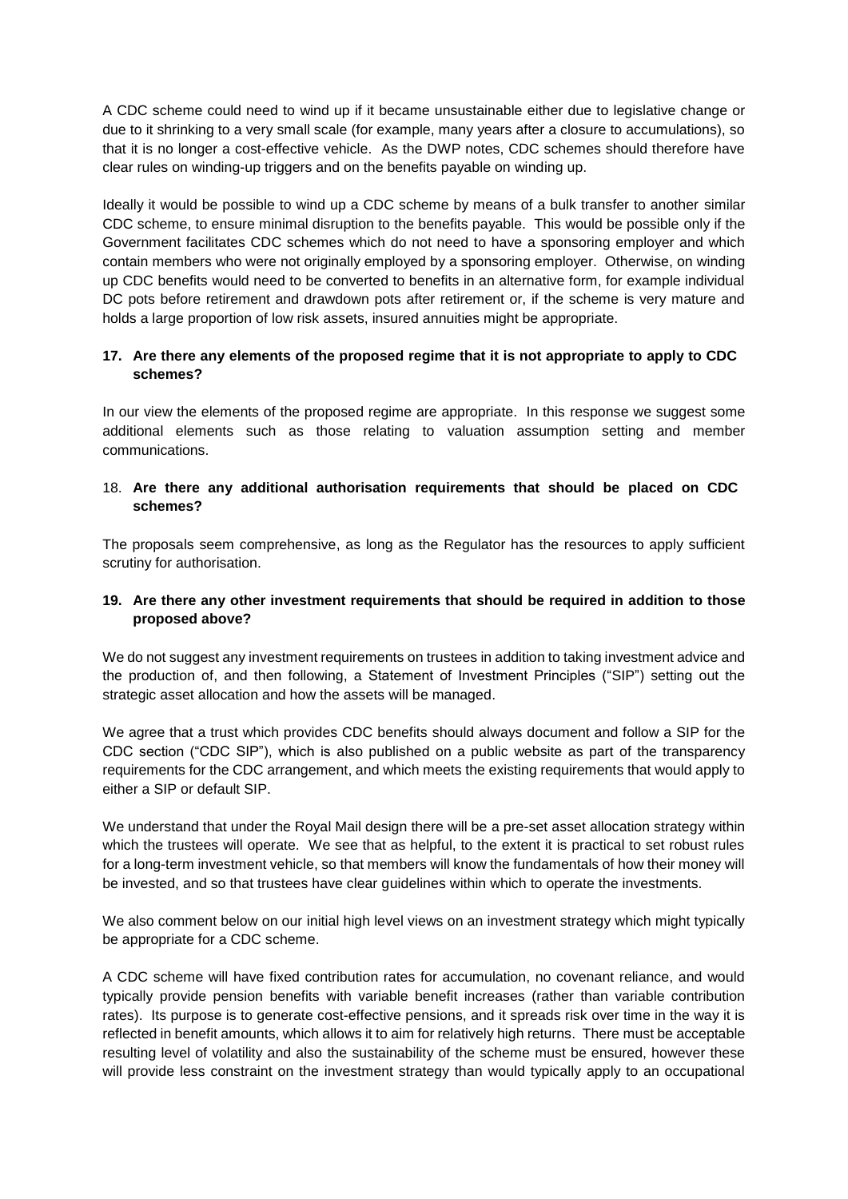A CDC scheme could need to wind up if it became unsustainable either due to legislative change or due to it shrinking to a very small scale (for example, many years after a closure to accumulations), so that it is no longer a cost-effective vehicle. As the DWP notes, CDC schemes should therefore have clear rules on winding-up triggers and on the benefits payable on winding up.

Ideally it would be possible to wind up a CDC scheme by means of a bulk transfer to another similar CDC scheme, to ensure minimal disruption to the benefits payable. This would be possible only if the Government facilitates CDC schemes which do not need to have a sponsoring employer and which contain members who were not originally employed by a sponsoring employer. Otherwise, on winding up CDC benefits would need to be converted to benefits in an alternative form, for example individual DC pots before retirement and drawdown pots after retirement or, if the scheme is very mature and holds a large proportion of low risk assets, insured annuities might be appropriate.

**17. Are there any elements of the proposed regime that it is not appropriate to apply to CDC schemes?**

In our view the elements of the proposed regime are appropriate. In this response we suggest some additional elements such as those relating to valuation assumption setting and member communications.

18. **Are there any additional authorisation requirements that should be placed on CDC schemes?**

The proposals seem comprehensive, as long as the Regulator has the resources to apply sufficient scrutiny for authorisation.

**19. Are there any other investment requirements that should be required in addition to those proposed above?**

We do not suggest any investment requirements on trustees in addition to taking investment advice and the production of, and then following, a Statement of Investment Principles ("SIP") setting out the strategic asset allocation and how the assets will be managed.

We agree that a trust which provides CDC benefits should always document and follow a SIP for the CDC section ("CDC SIP"), which is also published on a public website as part of the transparency requirements for the CDC arrangement, and which meets the existing requirements that would apply to either a SIP or default SIP.

We understand that under the Royal Mail design there will be a pre-set asset allocation strategy within which the trustees will operate. We see that as helpful, to the extent it is practical to set robust rules for a long-term investment vehicle, so that members will know the fundamentals of how their money will be invested, and so that trustees have clear guidelines within which to operate the investments.

We also comment below on our initial high level views on an investment strategy which might typically be appropriate for a CDC scheme.

A CDC scheme will have fixed contribution rates for accumulation, no covenant reliance, and would typically provide pension benefits with variable benefit increases (rather than variable contribution rates). Its purpose is to generate cost-effective pensions, and it spreads risk over time in the way it is reflected in benefit amounts, which allows it to aim for relatively high returns. There must be acceptable resulting level of volatility and also the sustainability of the scheme must be ensured, however these will provide less constraint on the investment strategy than would typically apply to an occupational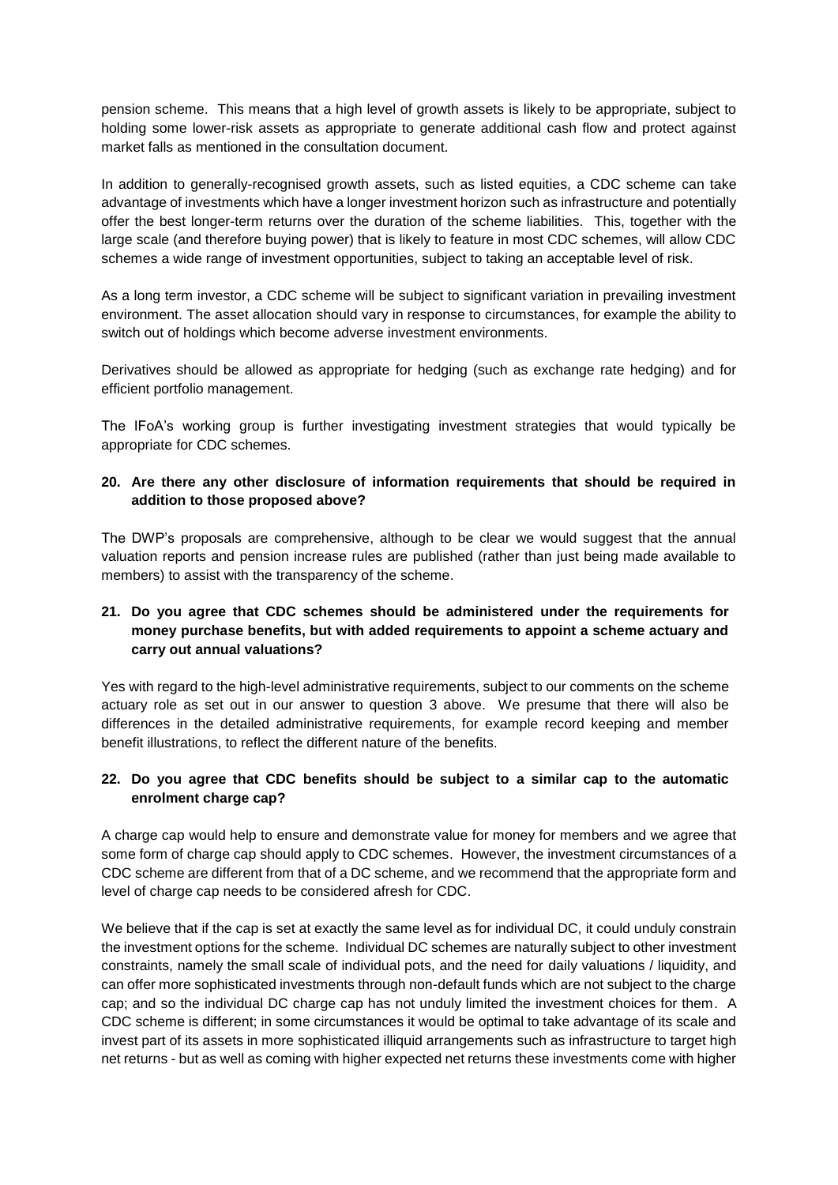pension scheme. This means that a high level of growth assets is likely to be appropriate, subject to holding some lower-risk assets as appropriate to generate additional cash flow and protect against market falls as mentioned in the consultation document.

In addition to generally-recognised growth assets, such as listed equities, a CDC scheme can take advantage of investments which have a longer investment horizon such as infrastructure and potentially offer the best longer-term returns over the duration of the scheme liabilities. This, together with the large scale (and therefore buying power) that is likely to feature in most CDC schemes, will allow CDC schemes a wide range of investment opportunities, subject to taking an acceptable level of risk.

As a long term investor, a CDC scheme will be subject to significant variation in prevailing investment environment. The asset allocation should vary in response to circumstances, for example the ability to switch out of holdings which become adverse investment environments.

Derivatives should be allowed as appropriate for hedging (such as exchange rate hedging) and for efficient portfolio management.

The IFoA's working group is further investigating investment strategies that would typically be appropriate for CDC schemes.

**20. Are there any other disclosure of information requirements that should be required in addition to those proposed above?**

The DWP's proposals are comprehensive, although to be clear we would suggest that the annual valuation reports and pension increase rules are published (rather than just being made available to members) to assist with the transparency of the scheme.

**21. Do you agree that CDC schemes should be administered under the requirements for money purchase benefits, but with added requirements to appoint a scheme actuary and carry out annual valuations?**

Yes with regard to the high-level administrative requirements, subject to our comments on the scheme actuary role as set out in our answer to question 3 above. We presume that there will also be differences in the detailed administrative requirements, for example record keeping and member benefit illustrations, to reflect the different nature of the benefits.

**22. Do you agree that CDC benefits should be subject to a similar cap to the automatic enrolment charge cap?**

A charge cap would help to ensure and demonstrate value for money for members and we agree that some form of charge cap should apply to CDC schemes. However, the investment circumstances of a CDC scheme are different from that of a DC scheme, and we recommend that the appropriate form and level of charge cap needs to be considered afresh for CDC.

We believe that if the cap is set at exactly the same level as for individual DC, it could unduly constrain the investment options for the scheme. Individual DC schemes are naturally subject to other investment constraints, namely the small scale of individual pots, and the need for daily valuations / liquidity, and can offer more sophisticated investments through non-default funds which are not subject to the charge cap; and so the individual DC charge cap has not unduly limited the investment choices for them. A CDC scheme is different; in some circumstances it would be optimal to take advantage of its scale and invest part of its assets in more sophisticated illiquid arrangements such as infrastructure to target high net returns - but as well as coming with higher expected net returns these investments come with higher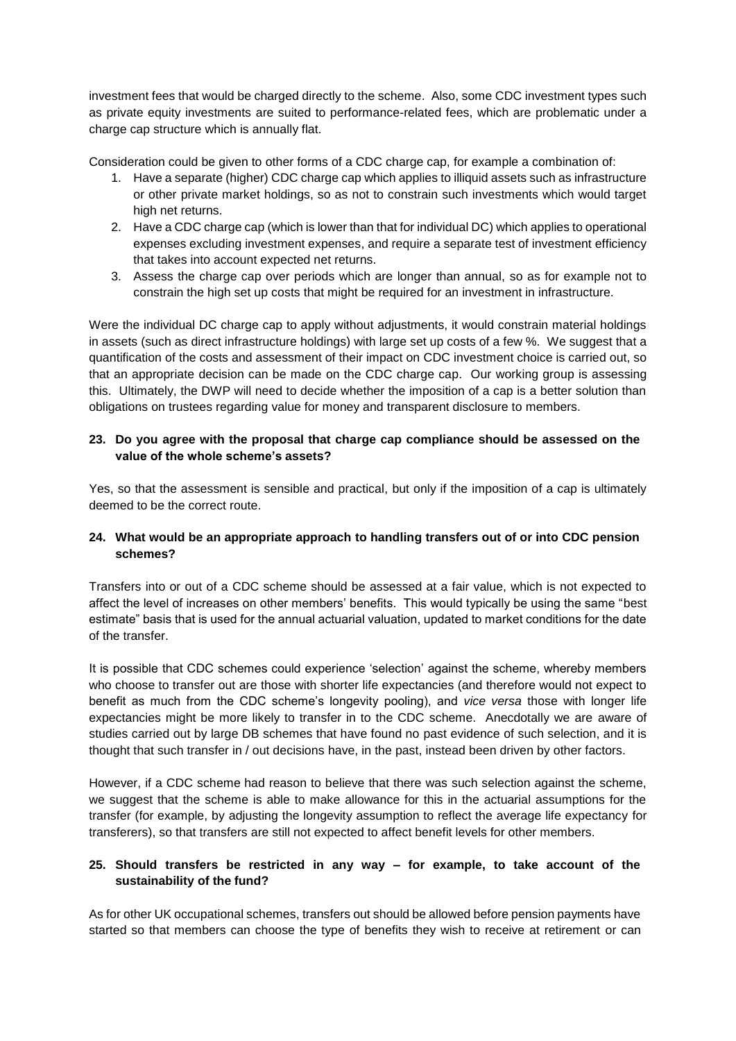investment fees that would be charged directly to the scheme. Also, some CDC investment types such as private equity investments are suited to performance-related fees, which are problematic under a charge cap structure which is annually flat.

Consideration could be given to other forms of a CDC charge cap, for example a combination of:

1. Have a separate (higher) CDC charge cap which applies to illiquid assets such as infrastructure or other private market holdings, so as not to constrain such investments which would target high net returns.
2. Have a CDC charge cap (which is lower than that for individual DC) which applies to operational expenses excluding investment expenses, and require a separate test of investment efficiency that takes into account expected net returns.
3. Assess the charge cap over periods which are longer than annual, so as for example not to constrain the high set up costs that might be required for an investment in infrastructure.

Were the individual DC charge cap to apply without adjustments, it would constrain material holdings in assets (such as direct infrastructure holdings) with large set up costs of a few %. We suggest that a quantification of the costs and assessment of their impact on CDC investment choice is carried out, so that an appropriate decision can be made on the CDC charge cap. Our working group is assessing this. Ultimately, the DWP will need to decide whether the imposition of a cap is a better solution than obligations on trustees regarding value for money and transparent disclosure to members.

**23. Do you agree with the proposal that charge cap compliance should be assessed on the value of the whole scheme's assets?**

Yes, so that the assessment is sensible and practical, but only if the imposition of a cap is ultimately deemed to be the correct route.

**24. What would be an appropriate approach to handling transfers out of or into CDC pension schemes?**

Transfers into or out of a CDC scheme should be assessed at a fair value, which is not expected to affect the level of increases on other members' benefits. This would typically be using the same "best estimate" basis that is used for the annual actuarial valuation, updated to market conditions for the date of the transfer.

It is possible that CDC schemes could experience 'selection' against the scheme, whereby members who choose to transfer out are those with shorter life expectancies (and therefore would not expect to benefit as much from the CDC scheme's longevity pooling), and *vice versa* those with longer life expectancies might be more likely to transfer in to the CDC scheme. Anecdotally we are aware of studies carried out by large DB schemes that have found no past evidence of such selection, and it is thought that such transfer in / out decisions have, in the past, instead been driven by other factors.

However, if a CDC scheme had reason to believe that there was such selection against the scheme, we suggest that the scheme is able to make allowance for this in the actuarial assumptions for the transfer (for example, by adjusting the longevity assumption to reflect the average life expectancy for transferers), so that transfers are still not expected to affect benefit levels for other members.

**25. Should transfers be restricted in any way – for example, to take account of the sustainability of the fund?**

As for other UK occupational schemes, transfers out should be allowed before pension payments have started so that members can choose the type of benefits they wish to receive at retirement or can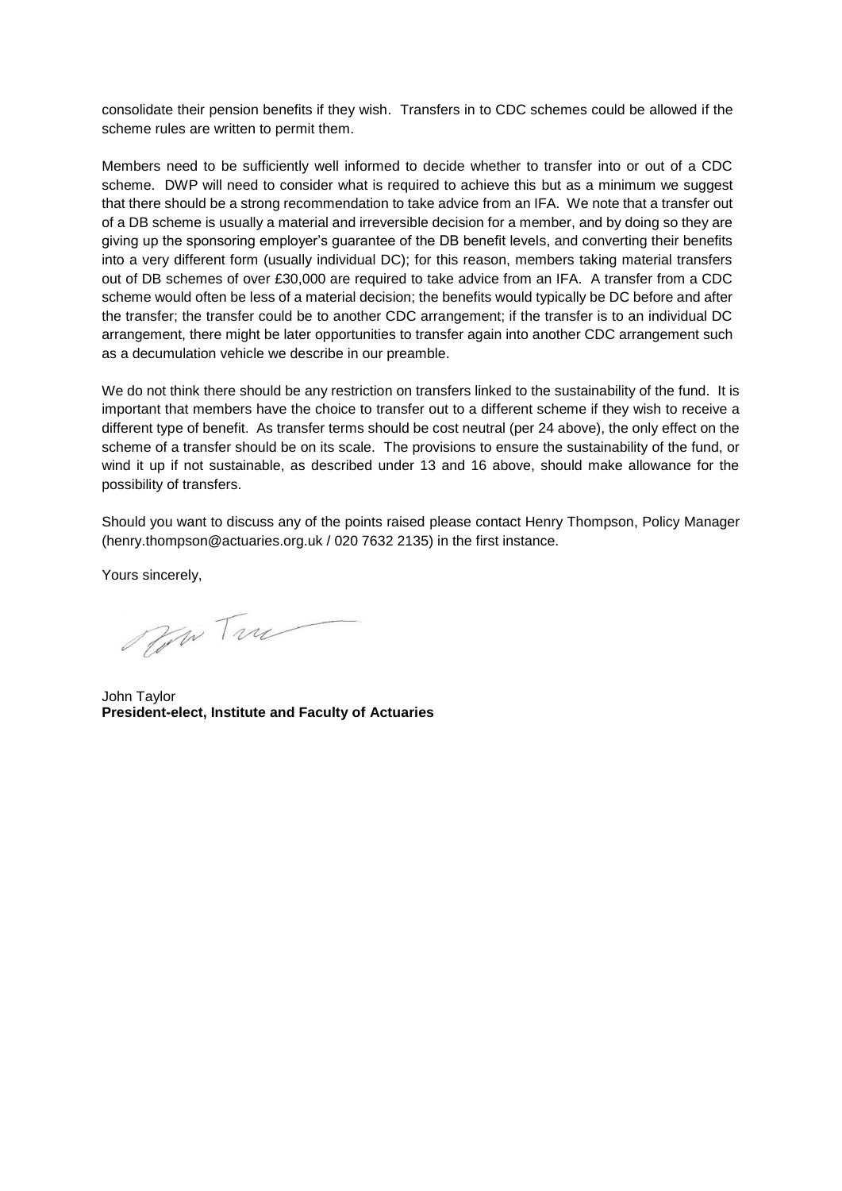consolidate their pension benefits if they wish. Transfers in to CDC schemes could be allowed if the scheme rules are written to permit them.

Members need to be sufficiently well informed to decide whether to transfer into or out of a CDC scheme. DWP will need to consider what is required to achieve this but as a minimum we suggest that there should be a strong recommendation to take advice from an IFA. We note that a transfer out of a DB scheme is usually a material and irreversible decision for a member, and by doing so they are giving up the sponsoring employer's guarantee of the DB benefit levels, and converting their benefits into a very different form (usually individual DC); for this reason, members taking material transfers out of DB schemes of over £30,000 are required to take advice from an IFA. A transfer from a CDC scheme would often be less of a material decision; the benefits would typically be DC before and after the transfer; the transfer could be to another CDC arrangement; if the transfer is to an individual DC arrangement, there might be later opportunities to transfer again into another CDC arrangement such as a decumulation vehicle we describe in our preamble.

We do not think there should be any restriction on transfers linked to the sustainability of the fund. It is important that members have the choice to transfer out to a different scheme if they wish to receive a different type of benefit. As transfer terms should be cost neutral (per 24 above), the only effect on the scheme of a transfer should be on its scale. The provisions to ensure the sustainability of the fund, or wind it up if not sustainable, as described under 13 and 16 above, should make allowance for the possibility of transfers.

Should you want to discuss any of the points raised please contact Henry Thompson, Policy Manager (henry.thompson@actuaries.org.uk / 020 7632 2135) in the first instance.

Yours sincerely,

John Taylor
**President-elect, Institute and Faculty of Actuaries**